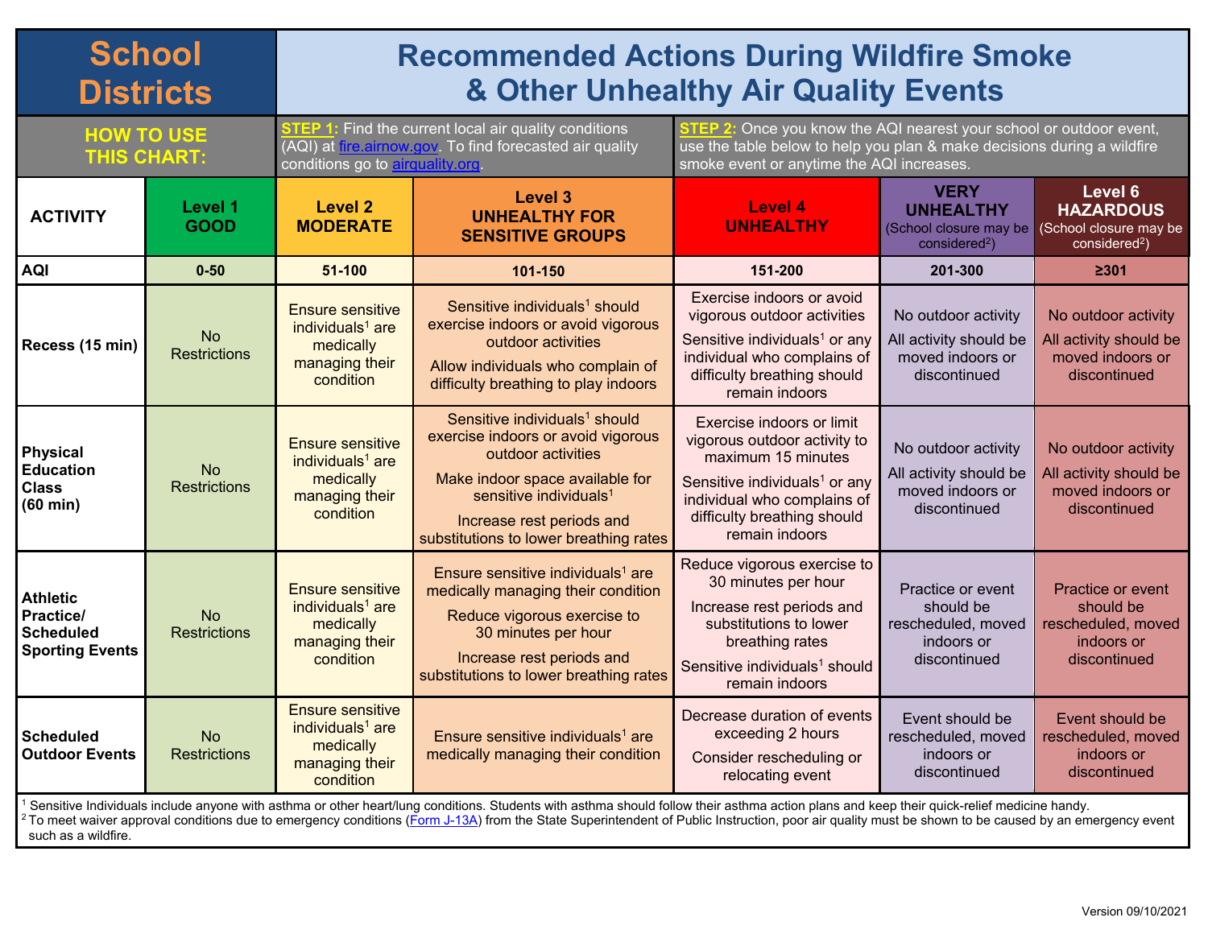# School Districts

## Recommended Actions During Wildfire Smoke & Other Unhealthy Air Quality Events

**HOW TO USE THIS CHART:**

**STEP 1:** Find the current local air quality conditions (AQI) at fire.airnow.gov. To find forecasted air quality conditions go to airquality.org.

**STEP 2:** Once you know the AQI nearest your school or outdoor event, use the table below to help you plan & make decisions during a wildfire smoke event or anytime the AQI increases.

| ACTIVITY | Level 1 GOOD | Level 2 MODERATE | Level 3 UNHEALTHY FOR SENSITIVE GROUPS | Level 4 UNHEALTHY | VERY UNHEALTHY (School closure may be considered[2]) | Level 6 HAZARDOUS (School closure may be considered[2]) |
|---|---|---|---|---|---|---|
| **AQI** | 0-50 | 51-100 | 101-150 | 151-200 | 201-300 | ≥301 |
| **Recess (15 min)** | No Restrictions | Ensure sensitive individuals[1] are medically managing their condition | Sensitive individuals[1] should exercise indoors or avoid vigorous outdoor activities<br>Allow individuals who complain of difficulty breathing to play indoors | Exercise indoors or avoid vigorous outdoor activities<br>Sensitive individuals[1] or any individual who complains of difficulty breathing should remain indoors | No outdoor activity<br>All activity should be moved indoors or discontinued | No outdoor activity<br>All activity should be moved indoors or discontinued |
| **Physical Education Class (60 min)** | No Restrictions | Ensure sensitive individuals[1] are medically managing their condition | Sensitive individuals[1] should exercise indoors or avoid vigorous outdoor activities<br>Make indoor space available for sensitive individuals[1]<br>Increase rest periods and substitutions to lower breathing rates | Exercise indoors or limit vigorous outdoor activity to maximum 15 minutes<br>Sensitive individuals[1] or any individual who complains of difficulty breathing should remain indoors | No outdoor activity<br>All activity should be moved indoors or discontinued | No outdoor activity<br>All activity should be moved indoors or discontinued |
| **Athletic Practice/ Scheduled Sporting Events** | No Restrictions | Ensure sensitive individuals[1] are medically managing their condition | Ensure sensitive individuals[1] are medically managing their condition<br>Reduce vigorous exercise to 30 minutes per hour<br>Increase rest periods and substitutions to lower breathing rates | Reduce vigorous exercise to 30 minutes per hour<br>Increase rest periods and substitutions to lower breathing rates<br>Sensitive individuals[1] should remain indoors | Practice or event should be rescheduled, moved indoors or discontinued | Practice or event should be rescheduled, moved indoors or discontinued |
| **Scheduled Outdoor Events** | No Restrictions | Ensure sensitive individuals[1] are medically managing their condition | Ensure sensitive individuals[1] are medically managing their condition | Decrease duration of events exceeding 2 hours<br>Consider rescheduling or relocating event | Event should be rescheduled, moved indoors or discontinued | Event should be rescheduled, moved indoors or discontinued |

[1] Sensitive Individuals include anyone with asthma or other heart/lung conditions. Students with asthma should follow their asthma action plans and keep their quick-relief medicine handy.

[2] To meet waiver approval conditions due to emergency conditions (Form J-13A) from the State Superintendent of Public Instruction, poor air quality must be shown to be caused by an emergency event such as a wildfire.

Version 09/10/2021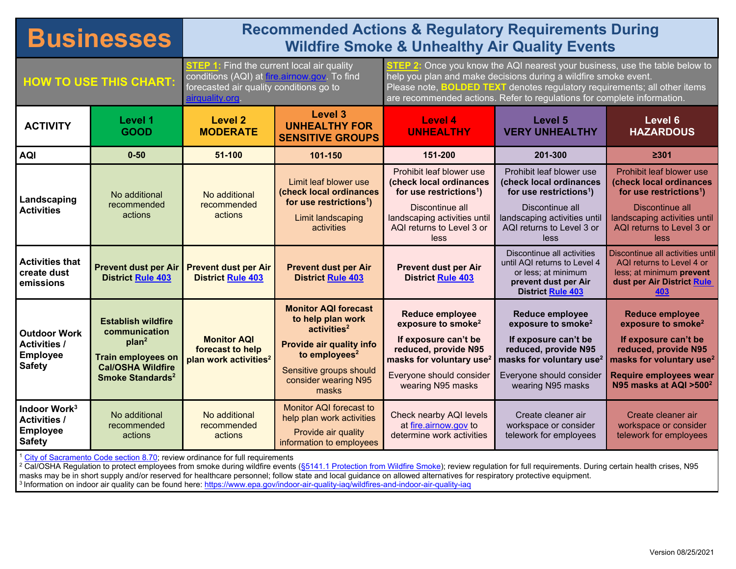# Businesses

## Recommended Actions & Regulatory Requirements During Wildfire Smoke & Unhealthy Air Quality Events

**HOW TO USE THIS CHART:**

**STEP 1:** Find the current local air quality conditions (AQI) at fire.airnow.gov. To find forecasted air quality conditions go to airquality.org.

**STEP 2:** Once you know the AQI nearest your business, use the table below to help you plan and make decisions during a wildfire smoke event. Please note, **BOLDED TEXT** denotes regulatory requirements; all other items are recommended actions. Refer to regulations for complete information.

| ACTIVITY | Level 1 GOOD | Level 2 MODERATE | Level 3 UNHEALTHY FOR SENSITIVE GROUPS | Level 4 UNHEALTHY | Level 5 VERY UNHEALTHY | Level 6 HAZARDOUS |
|---|---|---|---|---|---|---|
| **AQI** | **0-50** | **51-100** | **101-150** | **151-200** | **201-300** | **≥301** |
| **Landscaping Activities** | No additional recommended actions | No additional recommended actions | Limit leaf blower use **(check local ordinances for use restrictions[1])** Limit landscaping activities | Prohibit leaf blower use **(check local ordinances for use restrictions[1])** Discontinue all landscaping activities until AQI returns to Level 3 or less | Prohibit leaf blower use **(check local ordinances for use restrictions[1])** Discontinue all landscaping activities until AQI returns to Level 3 or less | Prohibit leaf blower use **(check local ordinances for use restrictions[1])** Discontinue all landscaping activities until AQI returns to Level 3 or less |
| **Activities that create dust emissions** | **Prevent dust per Air District Rule 403** | **Prevent dust per Air District Rule 403** | **Prevent dust per Air District Rule 403** | **Prevent dust per Air District Rule 403** | Discontinue all activities until AQI returns to Level 4 or less; at minimum **prevent dust per Air District Rule 403** | Discontinue all activities until AQI returns to Level 4 or less; at minimum **prevent dust per Air District Rule 403** |
| **Outdoor Work Activities / Employee Safety** | **Establish wildfire communication plan[2]** **Train employees on Cal/OSHA Wildfire Smoke Standards[2]** | **Monitor AQI forecast to help plan work activities[2]** | **Monitor AQI forecast to help plan work activities[2]** **Provide air quality info to employees[2]** Sensitive groups should consider wearing N95 masks | **Reduce employee exposure to smoke[2]** **If exposure can't be reduced, provide N95 masks for voluntary use[2]** Everyone should consider wearing N95 masks | **Reduce employee exposure to smoke[2]** **If exposure can't be reduced, provide N95 masks for voluntary use[2]** Everyone should consider wearing N95 masks | **Reduce employee exposure to smoke[2]** **If exposure can't be reduced, provide N95 masks for voluntary use[2]** **Require employees wear N95 masks at AQI >500[2]** |
| **Indoor Work[3] Activities / Employee Safety** | No additional recommended actions | No additional recommended actions | Monitor AQI forecast to help plan work activities Provide air quality information to employees | Check nearby AQI levels at fire.airnow.gov to determine work activities | Create cleaner air workspace or consider telework for employees | Create cleaner air workspace or consider telework for employees |

[1] City of Sacramento Code section 8.70; review ordinance for full requirements

[2] Cal/OSHA Regulation to protect employees from smoke during wildfire events (§5141.1 Protection from Wildfire Smoke); review regulation for full requirements. During certain health crises, N95 masks may be in short supply and/or reserved for healthcare personnel; follow state and local guidance on allowed alternatives for respiratory protective equipment.

[3] Information on indoor air quality can be found here: https://www.epa.gov/indoor-air-quality-iaq/wildfires-and-indoor-air-quality-iaq

Version 08/25/2021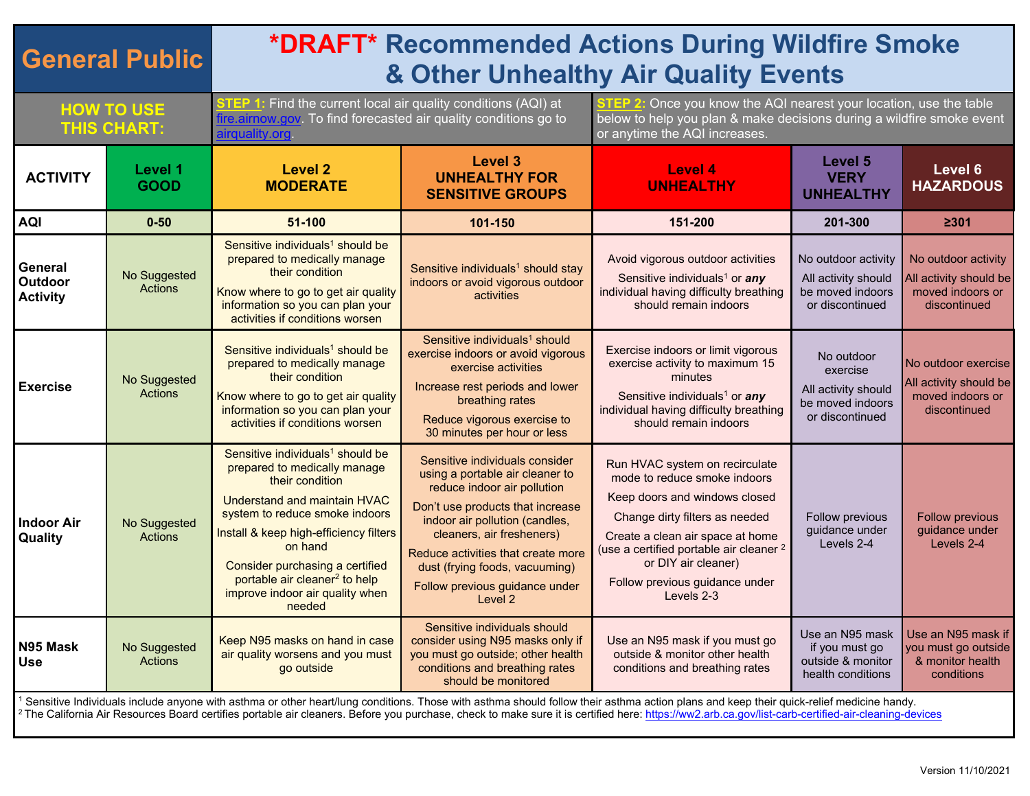# General Public

## *DRAFT* Recommended Actions During Wildfire Smoke & Other Unhealthy Air Quality Events

**HOW TO USE THIS CHART:**

**STEP 1:** Find the current local air quality conditions (AQI) at fire.airnow.gov. To find forecasted air quality conditions go to airquality.org.

**STEP 2:** Once you know the AQI nearest your location, use the table below to help you plan & make decisions during a wildfire smoke event or anytime the AQI increases.

| ACTIVITY | Level 1 GOOD | Level 2 MODERATE | Level 3 UNHEALTHY FOR SENSITIVE GROUPS | Level 4 UNHEALTHY | Level 5 VERY UNHEALTHY | Level 6 HAZARDOUS |
|---|---|---|---|---|---|---|
| **AQI** | 0-50 | 51-100 | 101-150 | 151-200 | 201-300 | ≥301 |
| **General Outdoor Activity** | No Suggested Actions | Sensitive individuals[1] should be prepared to medically manage their condition<br>Know where to go to get air quality information so you can plan your activities if conditions worsen | Sensitive individuals[1] should stay indoors or avoid vigorous outdoor activities | Avoid vigorous outdoor activities<br>Sensitive individuals[1] or ***any*** individual having difficulty breathing should remain indoors | No outdoor activity<br>All activity should be moved indoors or discontinued | No outdoor activity<br>All activity should be moved indoors or discontinued |
| **Exercise** | No Suggested Actions | Sensitive individuals[1] should be prepared to medically manage their condition<br>Know where to go to get air quality information so you can plan your activities if conditions worsen | Sensitive individuals[1] should exercise indoors or avoid vigorous exercise activities<br>Increase rest periods and lower breathing rates<br>Reduce vigorous exercise to 30 minutes per hour or less | Exercise indoors or limit vigorous exercise activity to maximum 15 minutes<br>Sensitive individuals[1] or ***any*** individual having difficulty breathing should remain indoors | No outdoor exercise<br>All activity should be moved indoors or discontinued | No outdoor exercise<br>All activity should be moved indoors or discontinued |
| **Indoor Air Quality** | No Suggested Actions | Sensitive individuals[1] should be prepared to medically manage their condition<br>Understand and maintain HVAC system to reduce smoke indoors<br>Install & keep high-efficiency filters on hand<br>Consider purchasing a certified portable air cleaner[2] to help improve indoor air quality when needed | Sensitive individuals consider using a portable air cleaner to reduce indoor air pollution<br>Don't use products that increase indoor air pollution (candles, cleaners, air fresheners)<br>Reduce activities that create more dust (frying foods, vacuuming)<br>Follow previous guidance under Level 2 | Run HVAC system on recirculate mode to reduce smoke indoors<br>Keep doors and windows closed<br>Change dirty filters as needed<br>Create a clean air space at home (use a certified portable air cleaner[2] or DIY air cleaner)<br>Follow previous guidance under Levels 2-3 | Follow previous guidance under Levels 2-4 | Follow previous guidance under Levels 2-4 |
| **N95 Mask Use** | No Suggested Actions | Keep N95 masks on hand in case air quality worsens and you must go outside | Sensitive individuals should consider using N95 masks only if you must go outside; other health conditions and breathing rates should be monitored | Use an N95 mask if you must go outside & monitor other health conditions and breathing rates | Use an N95 mask if you must go outside & monitor health conditions | Use an N95 mask if you must go outside & monitor health conditions |

[1] Sensitive Individuals include anyone with asthma or other heart/lung conditions. Those with asthma should follow their asthma action plans and keep their quick-relief medicine handy.

[2] The California Air Resources Board certifies portable air cleaners. Before you purchase, check to make sure it is certified here: https://ww2.arb.ca.gov/list-carb-certified-air-cleaning-devices

Version 11/10/2021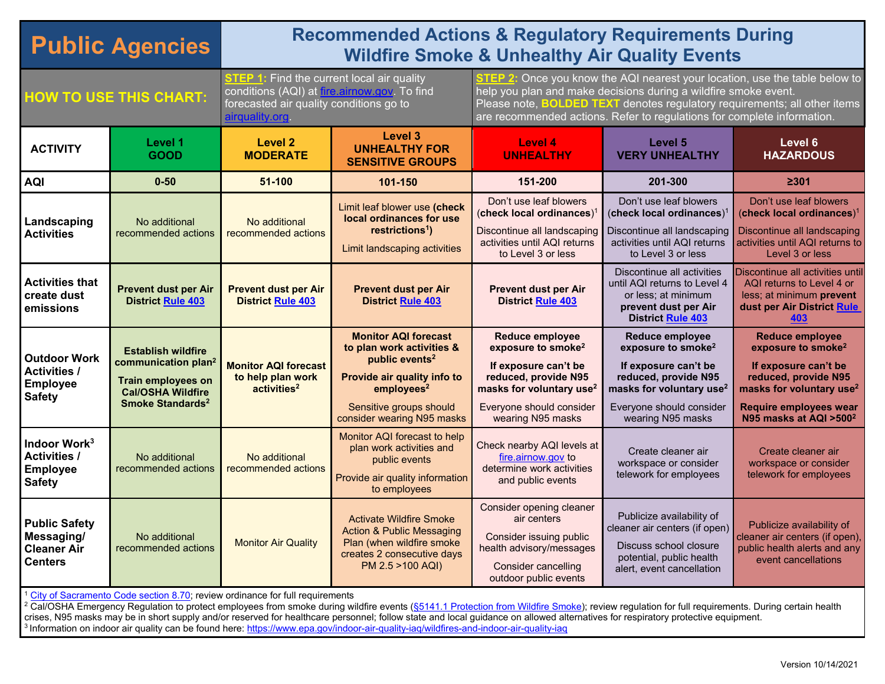# Public Agencies

## Recommended Actions & Regulatory Requirements During Wildfire Smoke & Unhealthy Air Quality Events

**HOW TO USE THIS CHART:**

**STEP 1:** Find the current local air quality conditions (AQI) at fire.airnow.gov. To find forecasted air quality conditions go to airquality.org.

**STEP 2:** Once you know the AQI nearest your location, use the table below to help you plan and make decisions during a wildfire smoke event. Please note, **BOLDED TEXT** denotes regulatory requirements; all other items are recommended actions. Refer to regulations for complete information.

| ACTIVITY | Level 1 GOOD | Level 2 MODERATE | Level 3 UNHEALTHY FOR SENSITIVE GROUPS | Level 4 UNHEALTHY | Level 5 VERY UNHEALTHY | Level 6 HAZARDOUS |
|---|---|---|---|---|---|---|
| **AQI** | 0-50 | 51-100 | 101-150 | 151-200 | 201-300 | ≥301 |
| **Landscaping Activities** | No additional recommended actions | No additional recommended actions | Limit leaf blower use **(check local ordinances for use restrictions[1])**<br><br>Limit landscaping activities | Don't use leaf blowers **(check local ordinances)**[1]<br><br>Discontinue all landscaping activities until AQI returns to Level 3 or less | Don't use leaf blowers **(check local ordinances)**[1]<br><br>Discontinue all landscaping activities until AQI returns to Level 3 or less | Don't use leaf blowers **(check local ordinances)**[1]<br><br>Discontinue all landscaping activities until AQI returns to Level 3 or less |
| **Activities that create dust emissions** | **Prevent dust per Air District Rule 403** | **Prevent dust per Air District Rule 403** | **Prevent dust per Air District Rule 403** | **Prevent dust per Air District Rule 403** | Discontinue all activities until AQI returns to Level 4 or less; at minimum **prevent dust per Air District Rule 403** | Discontinue all activities until AQI returns to Level 4 or less; at minimum **prevent dust per Air District Rule 403** |
| **Outdoor Work Activities / Employee Safety** | **Establish wildfire communication plan[2]**<br><br>**Train employees on Cal/OSHA Wildfire Smoke Standards[2]** | **Monitor AQI forecast to help plan work activities[2]** | **Monitor AQI forecast to plan work activities & public events[2]**<br><br>**Provide air quality info to employees[2]**<br><br>Sensitive groups should consider wearing N95 masks | **Reduce employee exposure to smoke[2]**<br><br>**If exposure can't be reduced, provide N95 masks for voluntary use[2]**<br><br>Everyone should consider wearing N95 masks | **Reduce employee exposure to smoke[2]**<br><br>**If exposure can't be reduced, provide N95 masks for voluntary use[2]**<br><br>Everyone should consider wearing N95 masks | **Reduce employee exposure to smoke[2]**<br><br>**If exposure can't be reduced, provide N95 masks for voluntary use[2]**<br><br>**Require employees wear N95 masks at AQI >500[2]** |
| **Indoor Work[3] Activities / Employee Safety** | No additional recommended actions | No additional recommended actions | Monitor AQI forecast to help plan work activities and public events<br><br>Provide air quality information to employees | Check nearby AQI levels at fire.airnow.gov to determine work activities and public events | Create cleaner air workspace or consider telework for employees | Create cleaner air workspace or consider telework for employees |
| **Public Safety Messaging/ Cleaner Air Centers** | No additional recommended actions | Monitor Air Quality | Activate Wildfire Smoke Action & Public Messaging Plan (when wildfire smoke creates 2 consecutive days PM 2.5 >100 AQI) | Consider opening cleaner air centers<br><br>Consider issuing public health advisory/messages<br><br>Consider cancelling outdoor public events | Publicize availability of cleaner air centers (if open)<br><br>Discuss school closure potential, public health alert, event cancellation | Publicize availability of cleaner air centers (if open), public health alerts and any event cancellations |

[1] City of Sacramento Code section 8.70; review ordinance for full requirements

[2] Cal/OSHA Emergency Regulation to protect employees from smoke during wildfire events (§5141.1 Protection from Wildfire Smoke); review regulation for full requirements. During certain health crises, N95 masks may be in short supply and/or reserved for healthcare personnel; follow state and local guidance on allowed alternatives for respiratory protective equipment.

[3] Information on indoor air quality can be found here: https://www.epa.gov/indoor-air-quality-iaq/wildfires-and-indoor-air-quality-iaq

Version 10/14/2021